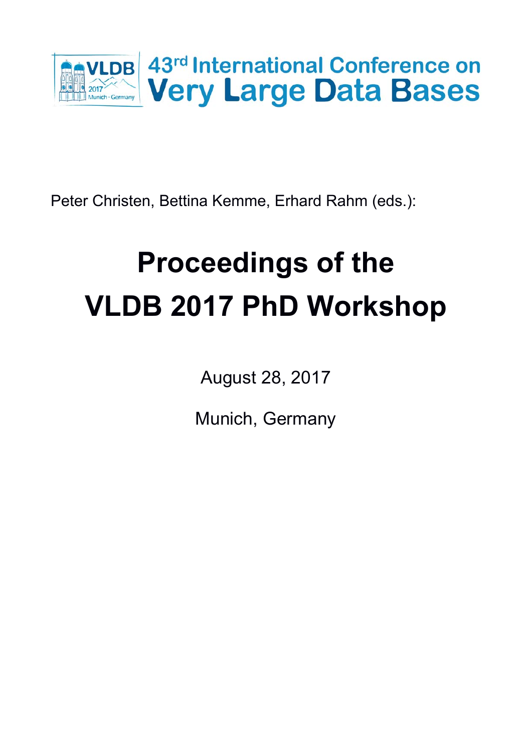43rd International Conference on
**Very Large Data Bases**

Peter Christen, Bettina Kemme, Erhard Rahm (eds.):

# Proceedings of the VLDB 2017 PhD Workshop

August 28, 2017

Munich, Germany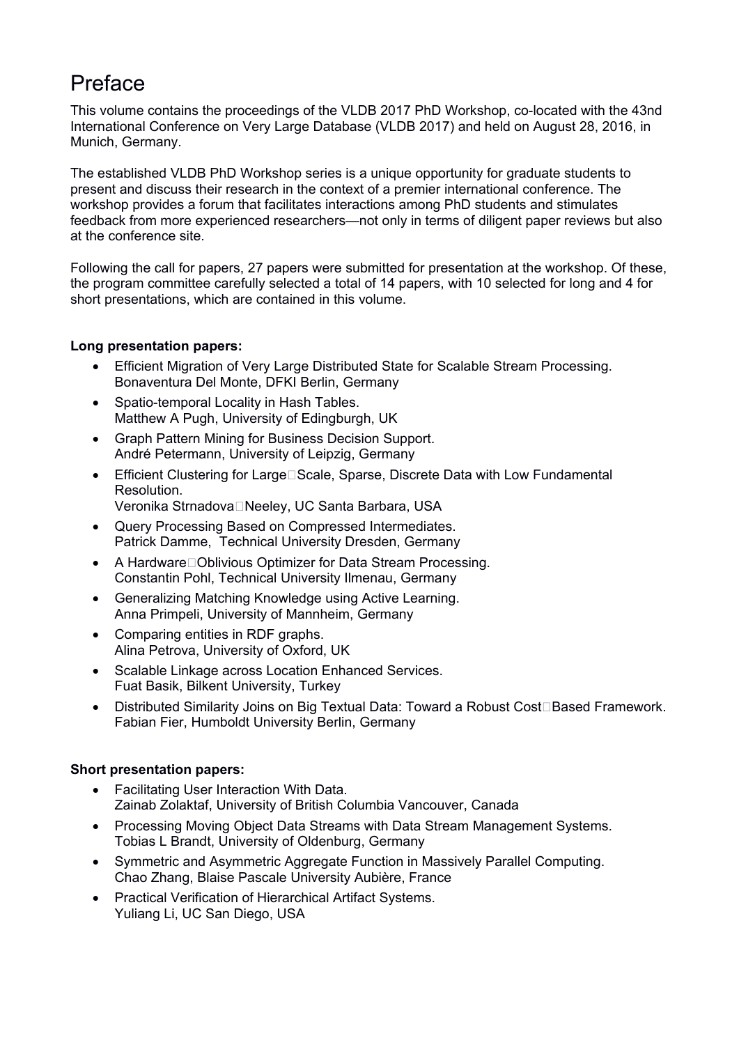# Preface

This volume contains the proceedings of the VLDB 2017 PhD Workshop, co-located with the 43nd International Conference on Very Large Database (VLDB 2017) and held on August 28, 2016, in Munich, Germany.

The established VLDB PhD Workshop series is a unique opportunity for graduate students to present and discuss their research in the context of a premier international conference. The workshop provides a forum that facilitates interactions among PhD students and stimulates feedback from more experienced researchers—not only in terms of diligent paper reviews but also at the conference site.

Following the call for papers, 27 papers were submitted for presentation at the workshop. Of these, the program committee carefully selected a total of 14 papers, with 10 selected for long and 4 for short presentations, which are contained in this volume.

**Long presentation papers:**

- Efficient Migration of Very Large Distributed State for Scalable Stream Processing.
  Bonaventura Del Monte, DFKI Berlin, Germany
- Spatio-temporal Locality in Hash Tables.
  Matthew A Pugh, University of Edingburgh, UK
- Graph Pattern Mining for Business Decision Support.
  André Petermann, University of Leipzig, Germany
- Efficient Clustering for Large-Scale, Sparse, Discrete Data with Low Fundamental Resolution.
  Veronika Strnadova-Neeley, UC Santa Barbara, USA
- Query Processing Based on Compressed Intermediates.
  Patrick Damme, Technical University Dresden, Germany
- A Hardware-Oblivious Optimizer for Data Stream Processing.
  Constantin Pohl, Technical University Ilmenau, Germany
- Generalizing Matching Knowledge using Active Learning.
  Anna Primpeli, University of Mannheim, Germany
- Comparing entities in RDF graphs.
  Alina Petrova, University of Oxford, UK
- Scalable Linkage across Location Enhanced Services.
  Fuat Basik, Bilkent University, Turkey
- Distributed Similarity Joins on Big Textual Data: Toward a Robust Cost-Based Framework.
  Fabian Fier, Humboldt University Berlin, Germany

**Short presentation papers:**

- Facilitating User Interaction With Data.
  Zainab Zolaktaf, University of British Columbia Vancouver, Canada
- Processing Moving Object Data Streams with Data Stream Management Systems.
  Tobias L Brandt, University of Oldenburg, Germany
- Symmetric and Asymmetric Aggregate Function in Massively Parallel Computing.
  Chao Zhang, Blaise Pascale University Aubière, France
- Practical Verification of Hierarchical Artifact Systems.
  Yuliang Li, UC San Diego, USA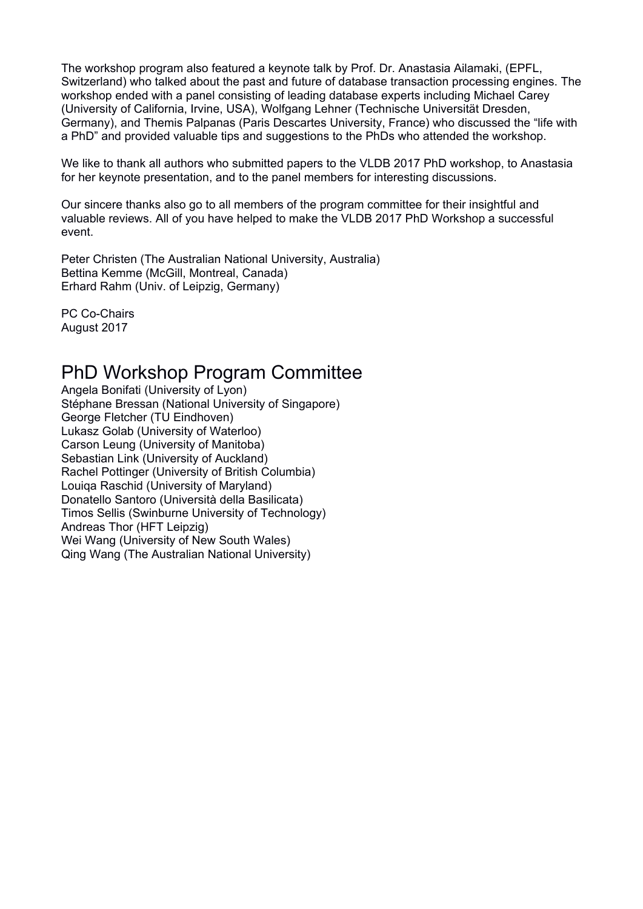The workshop program also featured a keynote talk by Prof. Dr. Anastasia Ailamaki, (EPFL, Switzerland) who talked about the past and future of database transaction processing engines. The workshop ended with a panel consisting of leading database experts including Michael Carey (University of California, Irvine, USA), Wolfgang Lehner (Technische Universität Dresden, Germany), and Themis Palpanas (Paris Descartes University, France) who discussed the "life with a PhD" and provided valuable tips and suggestions to the PhDs who attended the workshop.

We like to thank all authors who submitted papers to the VLDB 2017 PhD workshop, to Anastasia for her keynote presentation, and to the panel members for interesting discussions.

Our sincere thanks also go to all members of the program committee for their insightful and valuable reviews. All of you have helped to make the VLDB 2017 PhD Workshop a successful event.

Peter Christen (The Australian National University, Australia)
Bettina Kemme (McGill, Montreal, Canada)
Erhard Rahm (Univ. of Leipzig, Germany)

PC Co-Chairs
August 2017

# PhD Workshop Program Committee

Angela Bonifati (University of Lyon)
Stéphane Bressan (National University of Singapore)
George Fletcher (TU Eindhoven)
Lukasz Golab (University of Waterloo)
Carson Leung (University of Manitoba)
Sebastian Link (University of Auckland)
Rachel Pottinger (University of British Columbia)
Louiqa Raschid (University of Maryland)
Donatello Santoro (Università della Basilicata)
Timos Sellis (Swinburne University of Technology)
Andreas Thor (HFT Leipzig)
Wei Wang (University of New South Wales)
Qing Wang (The Australian National University)